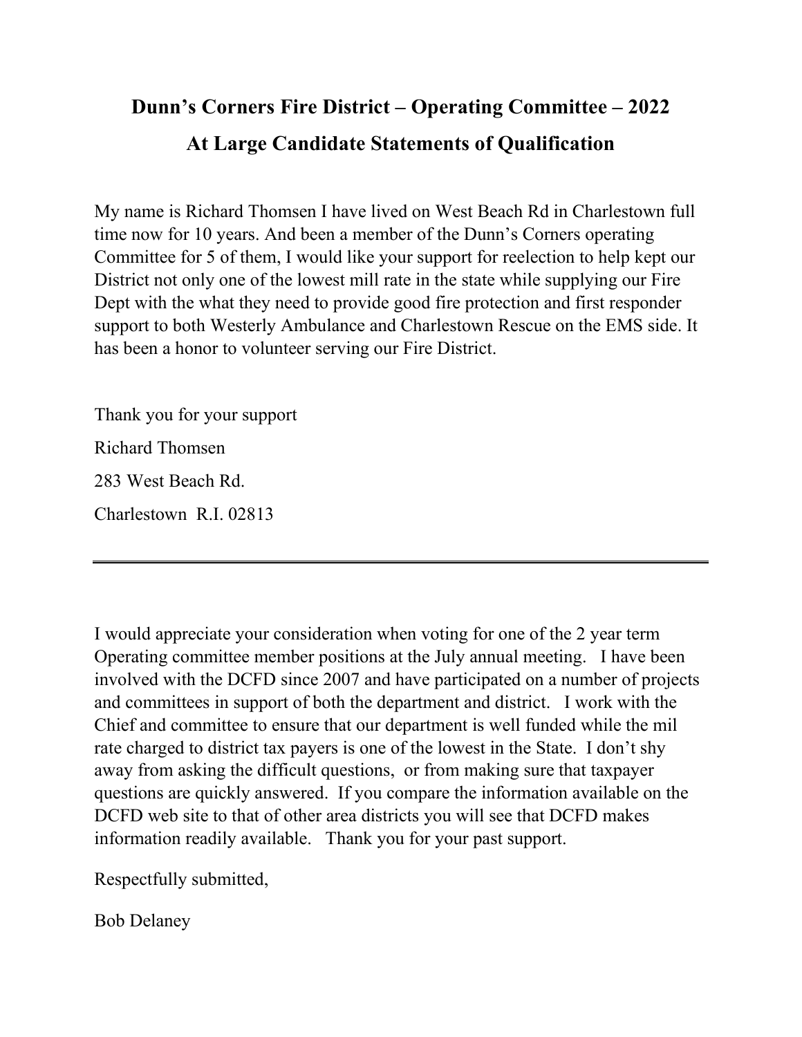# Dunn's Corners Fire District – Operating Committee – 2022

# At Large Candidate Statements of Qualification

My name is Richard Thomsen I have lived on West Beach Rd in Charlestown full time now for 10 years. And been a member of the Dunn's Corners operating Committee for 5 of them, I would like your support for reelection to help kept our District not only one of the lowest mill rate in the state while supplying our Fire Dept with the what they need to provide good fire protection and first responder support to both Westerly Ambulance and Charlestown Rescue on the EMS side. It has been a honor to volunteer serving our Fire District.

Thank you for your support

Richard Thomsen

283 West Beach Rd.

Charlestown R.I. 02813

---

I would appreciate your consideration when voting for one of the 2 year term Operating committee member positions at the July annual meeting. I have been involved with the DCFD since 2007 and have participated on a number of projects and committees in support of both the department and district. I work with the Chief and committee to ensure that our department is well funded while the mil rate charged to district tax payers is one of the lowest in the State. I don't shy away from asking the difficult questions, or from making sure that taxpayer questions are quickly answered. If you compare the information available on the DCFD web site to that of other area districts you will see that DCFD makes information readily available. Thank you for your past support.

Respectfully submitted,

Bob Delaney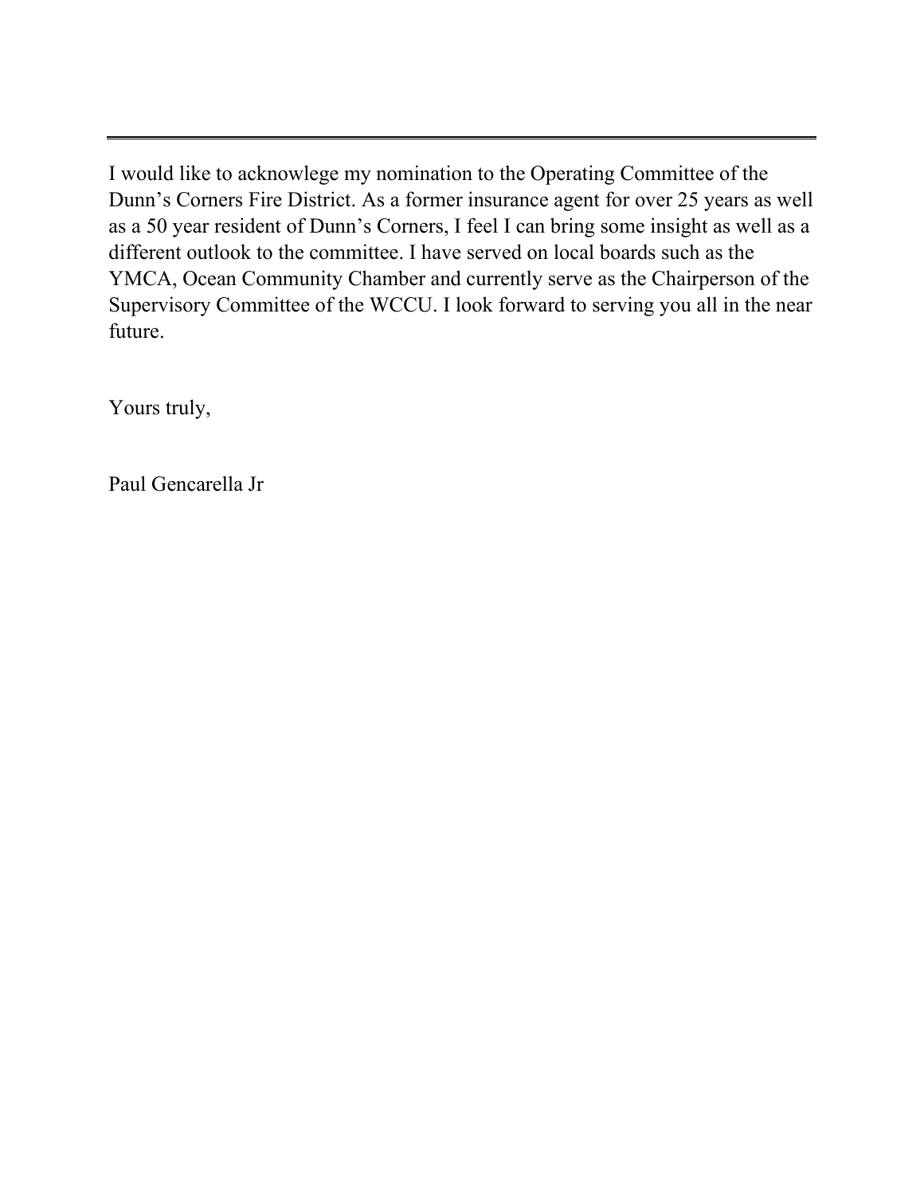I would like to acknowlege my nomination to the Operating Committee of the Dunn's Corners Fire District. As a former insurance agent for over 25 years as well as a 50 year resident of Dunn's Corners, I feel I can bring some insight as well as a different outlook to the committee. I have served on local boards such as the YMCA, Ocean Community Chamber and currently serve as the Chairperson of the Supervisory Committee of the WCCU. I look forward to serving you all in the near future.

Yours truly,

Paul Gencarella Jr